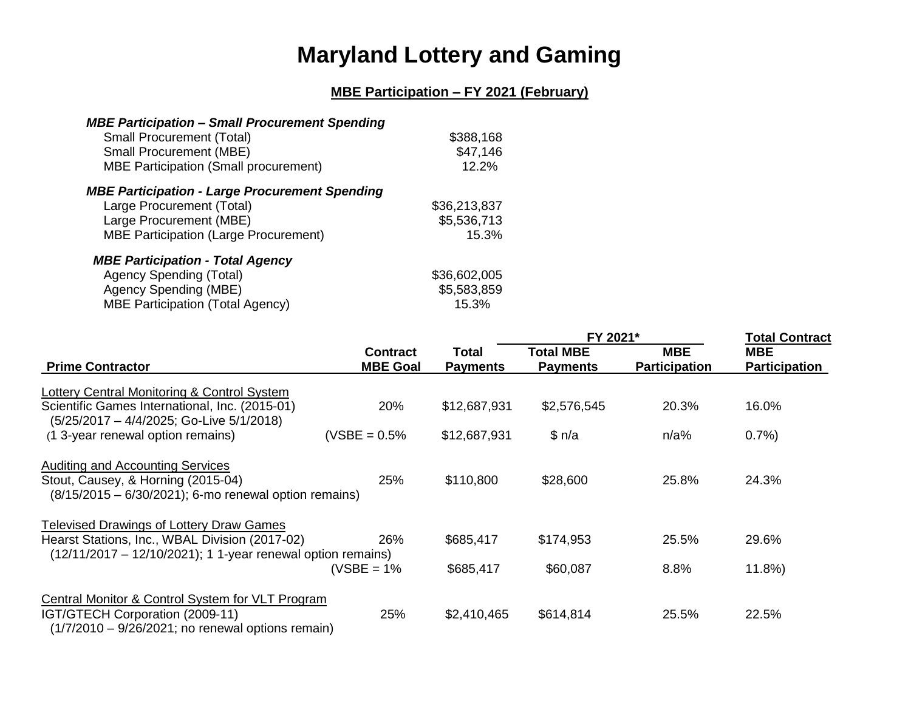# Maryland Lottery and Gaming

## MBE Participation – FY 2021 (February)

***MBE Participation – Small Procurement Spending***

| | |
|---|---|
| Small Procurement (Total) | $388,168 |
| Small Procurement (MBE) | $47,146 |
| MBE Participation (Small procurement) | 12.2% |

***MBE Participation - Large Procurement Spending***

| | |
|---|---|
| Large Procurement (Total) | $36,213,837 |
| Large Procurement (MBE) | $5,536,713 |
| MBE Participation (Large Procurement) | 15.3% |

***MBE Participation - Total Agency***

| | |
|---|---|
| Agency Spending (Total) | $36,602,005 |
| Agency Spending (MBE) | $5,583,859 |
| MBE Participation (Total Agency) | 15.3% |

| | | | FY 2021* | | Total Contract |
|---|---|---|---|---|---|
| **Prime Contractor** | **Contract MBE Goal** | **Total Payments** | **Total MBE Payments** | **MBE Participation** | **MBE Participation** |
| Lottery Central Monitoring & Control System | | | | | |
| Scientific Games International, Inc. (2015-01) (5/25/2017 – 4/4/2025; Go-Live 5/1/2018) | 20% | $12,687,931 | $2,576,545 | 20.3% | 16.0% |
| (1 3-year renewal option remains) | (VSBE = 0.5% | $12,687,931 | $ n/a | n/a% | 0.7%) |
| Auditing and Accounting Services | | | | | |
| Stout, Causey, & Horning (2015-04) (8/15/2015 – 6/30/2021); 6-mo renewal option remains) | 25% | $110,800 | $28,600 | 25.8% | 24.3% |
| Televised Drawings of Lottery Draw Games | | | | | |
| Hearst Stations, Inc., WBAL Division (2017-02) (12/11/2017 – 12/10/2021); 1 1-year renewal option remains) | 26% | $685,417 | $174,953 | 25.5% | 29.6% |
| | (VSBE = 1% | $685,417 | $60,087 | 8.8% | 11.8%) |
| Central Monitor & Control System for VLT Program | | | | | |
| IGT/GTECH Corporation (2009-11) (1/7/2010 – 9/26/2021; no renewal options remain) | 25% | $2,410,465 | $614,814 | 25.5% | 22.5% |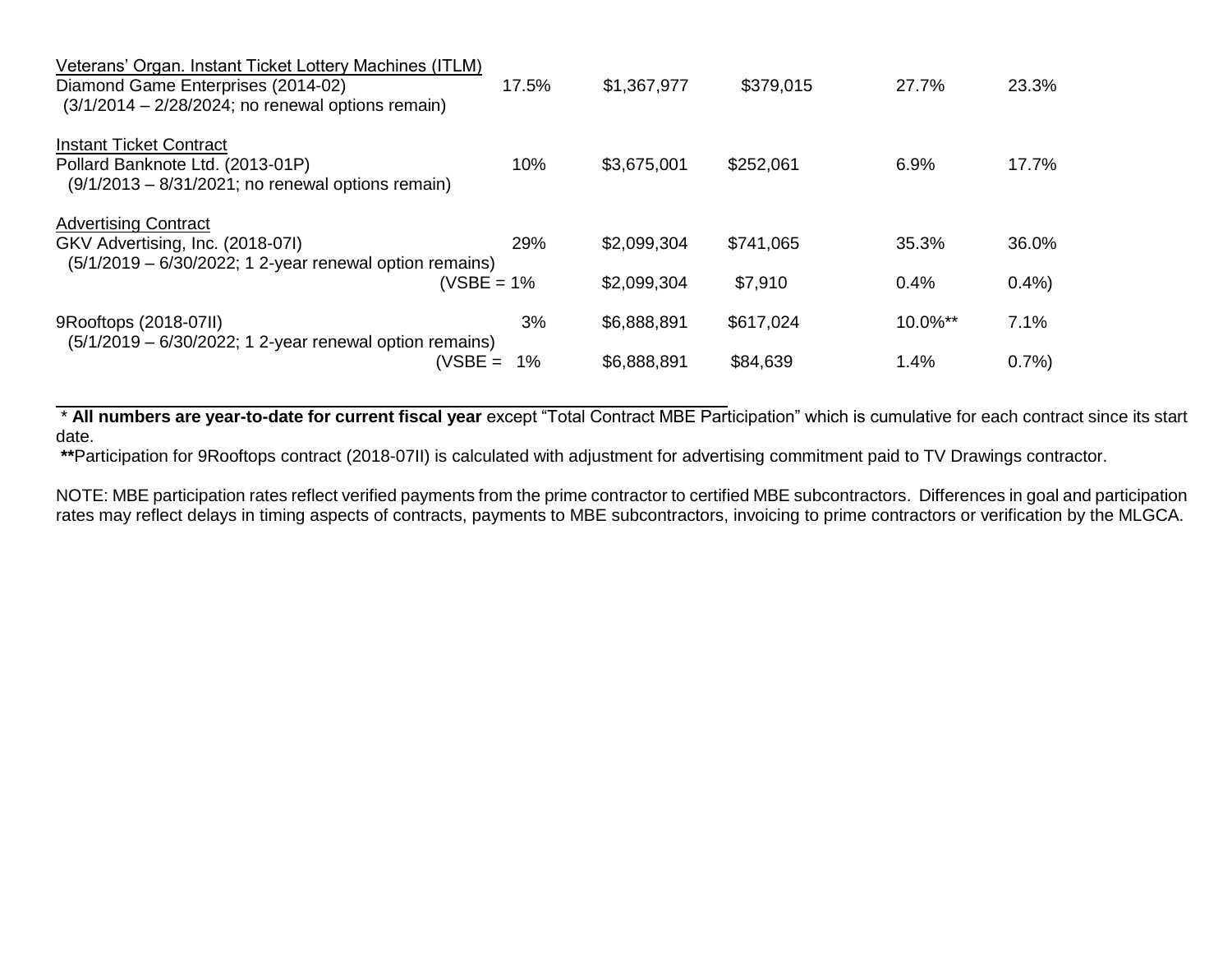| | | | | | |
|---|---|---|---|---|---|
| Veterans' Organ. Instant Ticket Lottery Machines (ITLM) | | | | | |
| Diamond Game Enterprises (2014-02)<br>(3/1/2014 – 2/28/2024; no renewal options remain) | 17.5% | $1,367,977 | $379,015 | 27.7% | 23.3% |
| Instant Ticket Contract | | | | | |
| Pollard Banknote Ltd. (2013-01P)<br>(9/1/2013 – 8/31/2021; no renewal options remain) | 10% | $3,675,001 | $252,061 | 6.9% | 17.7% |
| Advertising Contract | | | | | |
| GKV Advertising, Inc. (2018-07I)<br>(5/1/2019 – 6/30/2022; 1 2-year renewal option remains) | 29% | $2,099,304 | $741,065 | 35.3% | 36.0% |
| | (VSBE = 1% | $2,099,304 | $7,910 | 0.4% | 0.4%) |
| 9Rooftops (2018-07II)<br>(5/1/2019 – 6/30/2022; 1 2-year renewal option remains) | 3% | $6,888,891 | $617,024 | 10.0%** | 7.1% |
| | (VSBE = 1% | $6,888,891 | $84,639 | 1.4% | 0.7%) |

\* **All numbers are year-to-date for current fiscal year** except "Total Contract MBE Participation" which is cumulative for each contract since its start date.

**Participation for 9Rooftops contract (2018-07II) is calculated with adjustment for advertising commitment paid to TV Drawings contractor.

NOTE: MBE participation rates reflect verified payments from the prime contractor to certified MBE subcontractors. Differences in goal and participation rates may reflect delays in timing aspects of contracts, payments to MBE subcontractors, invoicing to prime contractors or verification by the MLGCA.